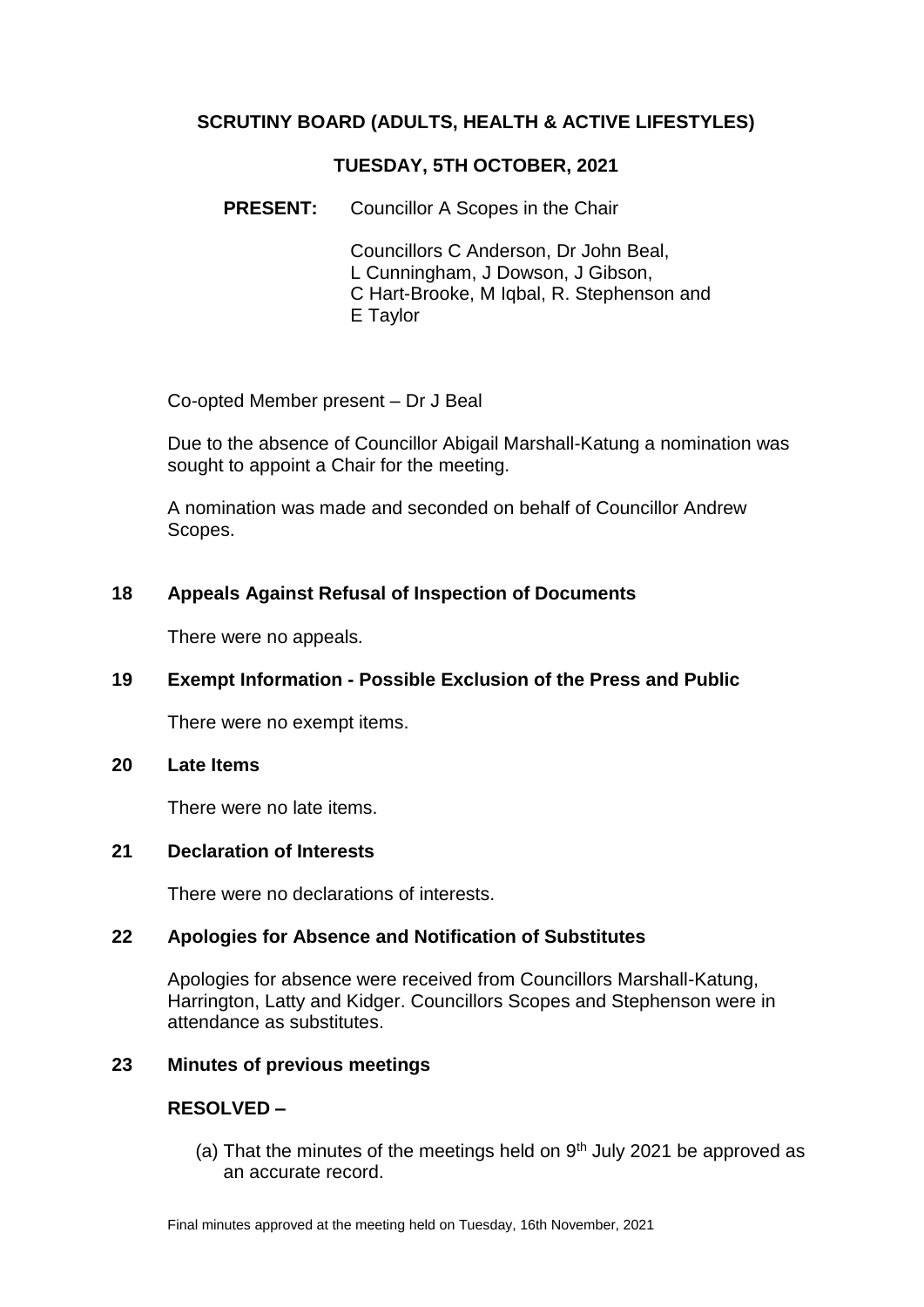# SCRUTINY BOARD (ADULTS, HEALTH & ACTIVE LIFESTYLES)

## TUESDAY, 5TH OCTOBER, 2021

**PRESENT:** Councillor A Scopes in the Chair

Councillors C Anderson, Dr John Beal, L Cunningham, J Dowson, J Gibson, C Hart-Brooke, M Iqbal, R. Stephenson and E Taylor

Co-opted Member present – Dr J Beal

Due to the absence of Councillor Abigail Marshall-Katung a nomination was sought to appoint a Chair for the meeting.

A nomination was made and seconded on behalf of Councillor Andrew Scopes.

**18 Appeals Against Refusal of Inspection of Documents**

There were no appeals.

**19 Exempt Information - Possible Exclusion of the Press and Public**

There were no exempt items.

**20 Late Items**

There were no late items.

**21 Declaration of Interests**

There were no declarations of interests.

**22 Apologies for Absence and Notification of Substitutes**

Apologies for absence were received from Councillors Marshall-Katung, Harrington, Latty and Kidger. Councillors Scopes and Stephenson were in attendance as substitutes.

**23 Minutes of previous meetings**

**RESOLVED –**

(a) That the minutes of the meetings held on 9th July 2021 be approved as an accurate record.

Final minutes approved at the meeting held on Tuesday, 16th November, 2021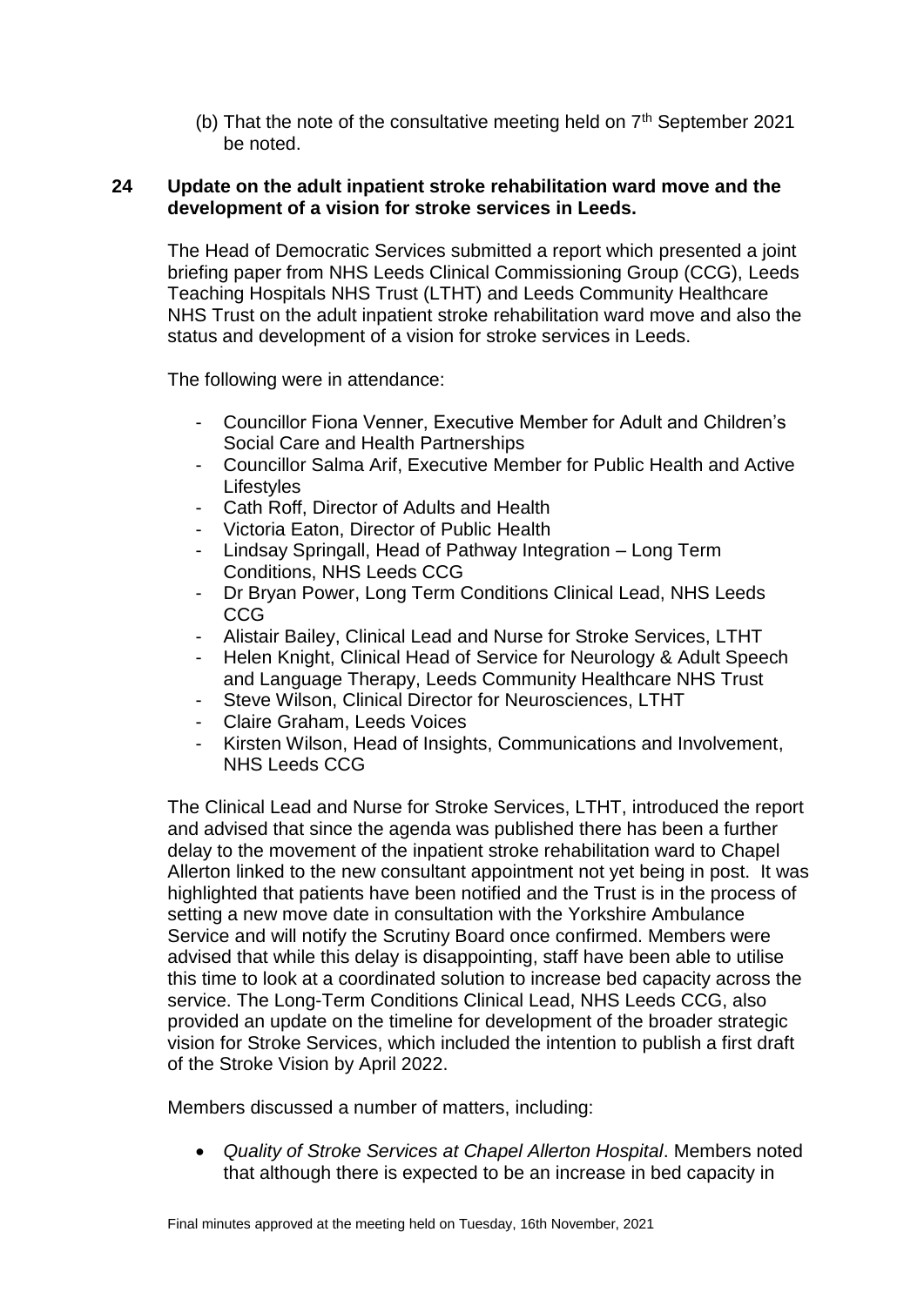(b) That the note of the consultative meeting held on 7th September 2021 be noted.

**24 Update on the adult inpatient stroke rehabilitation ward move and the development of a vision for stroke services in Leeds.**

The Head of Democratic Services submitted a report which presented a joint briefing paper from NHS Leeds Clinical Commissioning Group (CCG), Leeds Teaching Hospitals NHS Trust (LTHT) and Leeds Community Healthcare NHS Trust on the adult inpatient stroke rehabilitation ward move and also the status and development of a vision for stroke services in Leeds.

The following were in attendance:

- Councillor Fiona Venner, Executive Member for Adult and Children's Social Care and Health Partnerships
- Councillor Salma Arif, Executive Member for Public Health and Active Lifestyles
- Cath Roff, Director of Adults and Health
- Victoria Eaton, Director of Public Health
- Lindsay Springall, Head of Pathway Integration – Long Term Conditions, NHS Leeds CCG
- Dr Bryan Power, Long Term Conditions Clinical Lead, NHS Leeds CCG
- Alistair Bailey, Clinical Lead and Nurse for Stroke Services, LTHT
- Helen Knight, Clinical Head of Service for Neurology & Adult Speech and Language Therapy, Leeds Community Healthcare NHS Trust
- Steve Wilson, Clinical Director for Neurosciences, LTHT
- Claire Graham, Leeds Voices
- Kirsten Wilson, Head of Insights, Communications and Involvement, NHS Leeds CCG

The Clinical Lead and Nurse for Stroke Services, LTHT, introduced the report and advised that since the agenda was published there has been a further delay to the movement of the inpatient stroke rehabilitation ward to Chapel Allerton linked to the new consultant appointment not yet being in post. It was highlighted that patients have been notified and the Trust is in the process of setting a new move date in consultation with the Yorkshire Ambulance Service and will notify the Scrutiny Board once confirmed. Members were advised that while this delay is disappointing, staff have been able to utilise this time to look at a coordinated solution to increase bed capacity across the service. The Long-Term Conditions Clinical Lead, NHS Leeds CCG, also provided an update on the timeline for development of the broader strategic vision for Stroke Services, which included the intention to publish a first draft of the Stroke Vision by April 2022.

Members discussed a number of matters, including:

- *Quality of Stroke Services at Chapel Allerton Hospital*. Members noted that although there is expected to be an increase in bed capacity in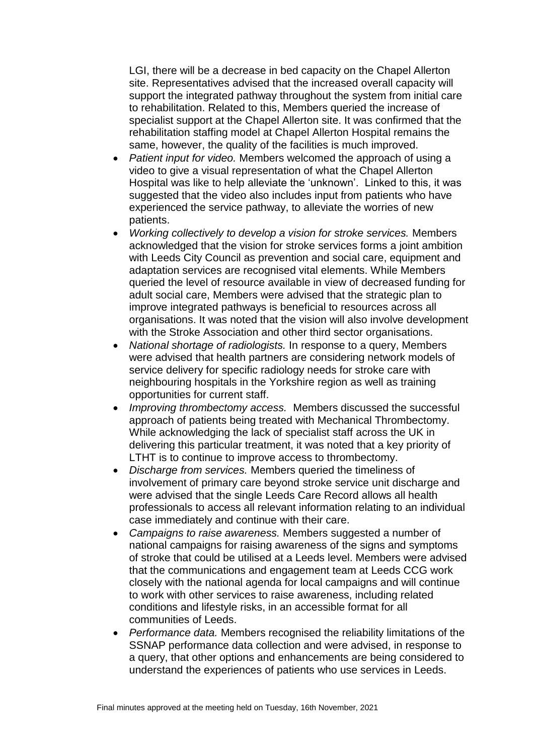LGI, there will be a decrease in bed capacity on the Chapel Allerton site. Representatives advised that the increased overall capacity will support the integrated pathway throughout the system from initial care to rehabilitation. Related to this, Members queried the increase of specialist support at the Chapel Allerton site. It was confirmed that the rehabilitation staffing model at Chapel Allerton Hospital remains the same, however, the quality of the facilities is much improved.

- *Patient input for video.* Members welcomed the approach of using a video to give a visual representation of what the Chapel Allerton Hospital was like to help alleviate the 'unknown'. Linked to this, it was suggested that the video also includes input from patients who have experienced the service pathway, to alleviate the worries of new patients.
- *Working collectively to develop a vision for stroke services.* Members acknowledged that the vision for stroke services forms a joint ambition with Leeds City Council as prevention and social care, equipment and adaptation services are recognised vital elements. While Members queried the level of resource available in view of decreased funding for adult social care, Members were advised that the strategic plan to improve integrated pathways is beneficial to resources across all organisations. It was noted that the vision will also involve development with the Stroke Association and other third sector organisations.
- *National shortage of radiologists.* In response to a query, Members were advised that health partners are considering network models of service delivery for specific radiology needs for stroke care with neighbouring hospitals in the Yorkshire region as well as training opportunities for current staff.
- *Improving thrombectomy access.* Members discussed the successful approach of patients being treated with Mechanical Thrombectomy. While acknowledging the lack of specialist staff across the UK in delivering this particular treatment, it was noted that a key priority of LTHT is to continue to improve access to thrombectomy.
- *Discharge from services.* Members queried the timeliness of involvement of primary care beyond stroke service unit discharge and were advised that the single Leeds Care Record allows all health professionals to access all relevant information relating to an individual case immediately and continue with their care.
- *Campaigns to raise awareness.* Members suggested a number of national campaigns for raising awareness of the signs and symptoms of stroke that could be utilised at a Leeds level. Members were advised that the communications and engagement team at Leeds CCG work closely with the national agenda for local campaigns and will continue to work with other services to raise awareness, including related conditions and lifestyle risks, in an accessible format for all communities of Leeds.
- *Performance data.* Members recognised the reliability limitations of the SSNAP performance data collection and were advised, in response to a query, that other options and enhancements are being considered to understand the experiences of patients who use services in Leeds.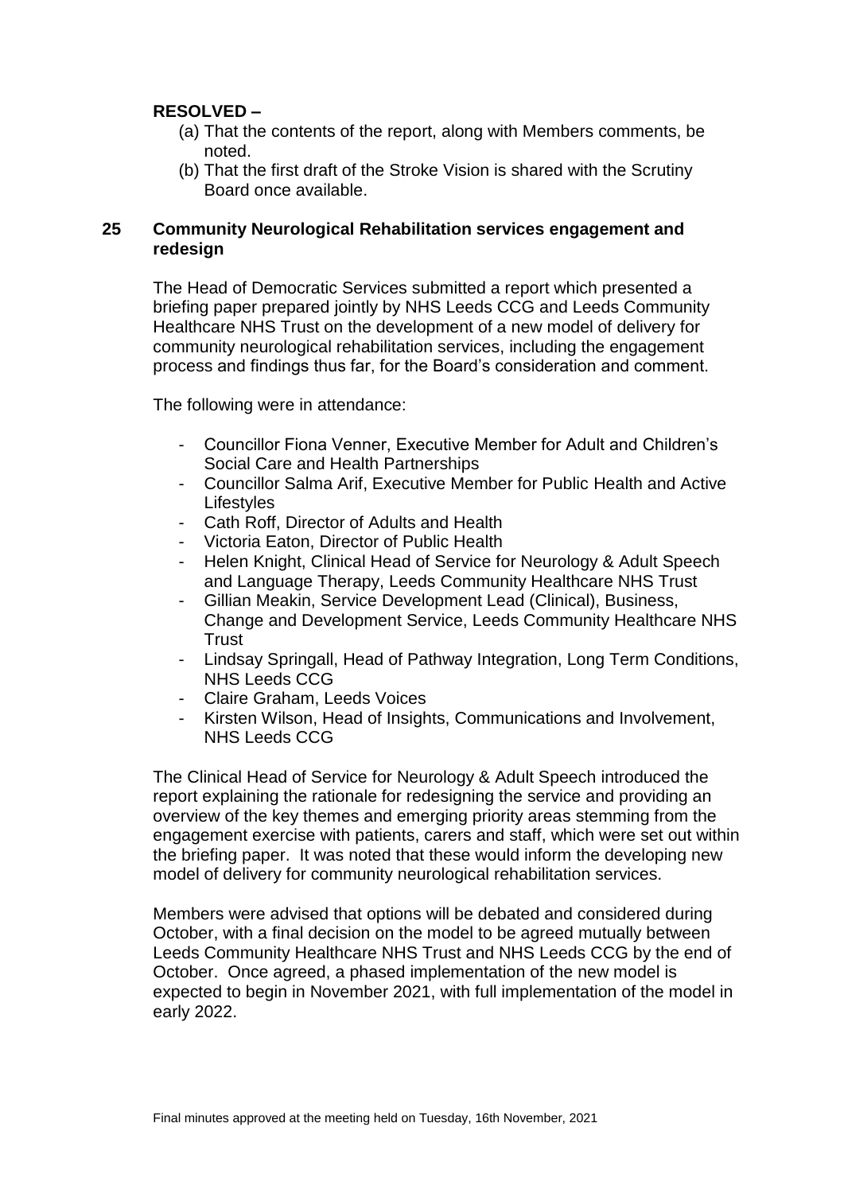**RESOLVED –**

(a) That the contents of the report, along with Members comments, be noted.

(b) That the first draft of the Stroke Vision is shared with the Scrutiny Board once available.

## 25 Community Neurological Rehabilitation services engagement and redesign

The Head of Democratic Services submitted a report which presented a briefing paper prepared jointly by NHS Leeds CCG and Leeds Community Healthcare NHS Trust on the development of a new model of delivery for community neurological rehabilitation services, including the engagement process and findings thus far, for the Board's consideration and comment.

The following were in attendance:

- Councillor Fiona Venner, Executive Member for Adult and Children's Social Care and Health Partnerships
- Councillor Salma Arif, Executive Member for Public Health and Active Lifestyles
- Cath Roff, Director of Adults and Health
- Victoria Eaton, Director of Public Health
- Helen Knight, Clinical Head of Service for Neurology & Adult Speech and Language Therapy, Leeds Community Healthcare NHS Trust
- Gillian Meakin, Service Development Lead (Clinical), Business, Change and Development Service, Leeds Community Healthcare NHS Trust
- Lindsay Springall, Head of Pathway Integration, Long Term Conditions, NHS Leeds CCG
- Claire Graham, Leeds Voices
- Kirsten Wilson, Head of Insights, Communications and Involvement, NHS Leeds CCG

The Clinical Head of Service for Neurology & Adult Speech introduced the report explaining the rationale for redesigning the service and providing an overview of the key themes and emerging priority areas stemming from the engagement exercise with patients, carers and staff, which were set out within the briefing paper. It was noted that these would inform the developing new model of delivery for community neurological rehabilitation services.

Members were advised that options will be debated and considered during October, with a final decision on the model to be agreed mutually between Leeds Community Healthcare NHS Trust and NHS Leeds CCG by the end of October. Once agreed, a phased implementation of the new model is expected to begin in November 2021, with full implementation of the model in early 2022.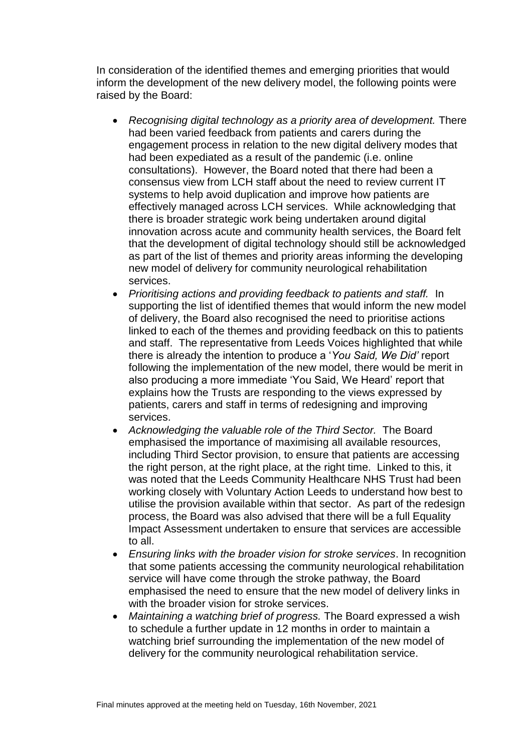In consideration of the identified themes and emerging priorities that would inform the development of the new delivery model, the following points were raised by the Board:

- *Recognising digital technology as a priority area of development.* There had been varied feedback from patients and carers during the engagement process in relation to the new digital delivery modes that had been expediated as a result of the pandemic (i.e. online consultations). However, the Board noted that there had been a consensus view from LCH staff about the need to review current IT systems to help avoid duplication and improve how patients are effectively managed across LCH services. While acknowledging that there is broader strategic work being undertaken around digital innovation across acute and community health services, the Board felt that the development of digital technology should still be acknowledged as part of the list of themes and priority areas informing the developing new model of delivery for community neurological rehabilitation services.
- *Prioritising actions and providing feedback to patients and staff.* In supporting the list of identified themes that would inform the new model of delivery, the Board also recognised the need to prioritise actions linked to each of the themes and providing feedback on this to patients and staff. The representative from Leeds Voices highlighted that while there is already the intention to produce a '*You Said, We Did'* report following the implementation of the new model, there would be merit in also producing a more immediate 'You Said, We Heard' report that explains how the Trusts are responding to the views expressed by patients, carers and staff in terms of redesigning and improving services.
- *Acknowledging the valuable role of the Third Sector.* The Board emphasised the importance of maximising all available resources, including Third Sector provision, to ensure that patients are accessing the right person, at the right place, at the right time. Linked to this, it was noted that the Leeds Community Healthcare NHS Trust had been working closely with Voluntary Action Leeds to understand how best to utilise the provision available within that sector. As part of the redesign process, the Board was also advised that there will be a full Equality Impact Assessment undertaken to ensure that services are accessible to all.
- *Ensuring links with the broader vision for stroke services*. In recognition that some patients accessing the community neurological rehabilitation service will have come through the stroke pathway, the Board emphasised the need to ensure that the new model of delivery links in with the broader vision for stroke services.
- *Maintaining a watching brief of progress.* The Board expressed a wish to schedule a further update in 12 months in order to maintain a watching brief surrounding the implementation of the new model of delivery for the community neurological rehabilitation service.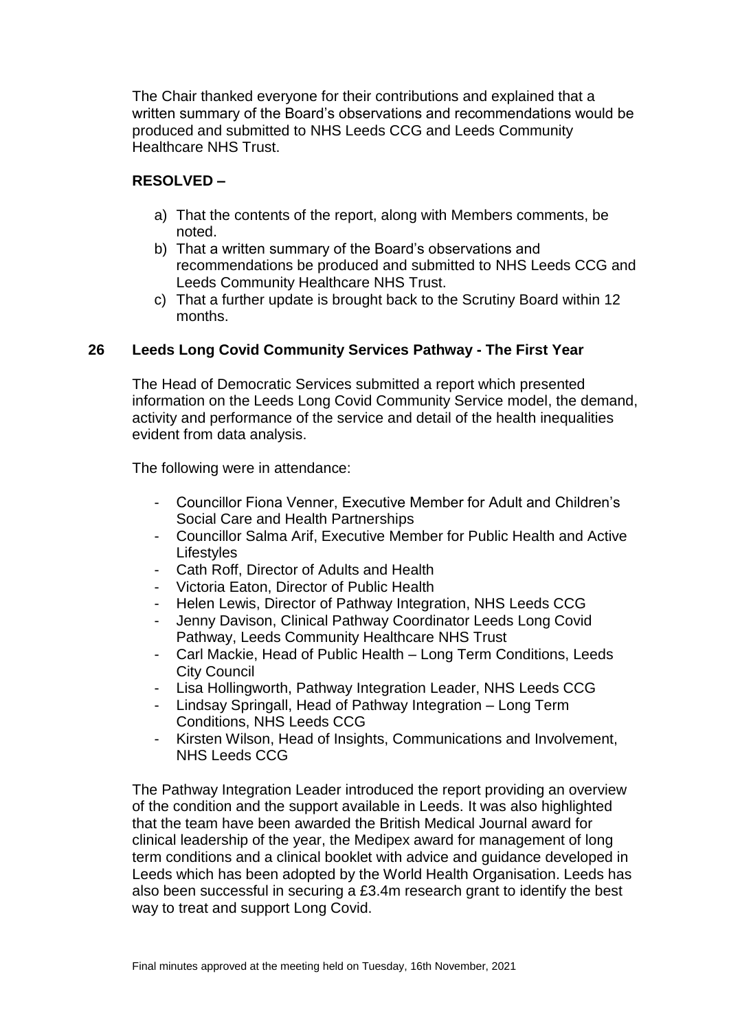The Chair thanked everyone for their contributions and explained that a written summary of the Board's observations and recommendations would be produced and submitted to NHS Leeds CCG and Leeds Community Healthcare NHS Trust.

**RESOLVED –**

a) That the contents of the report, along with Members comments, be noted.
b) That a written summary of the Board's observations and recommendations be produced and submitted to NHS Leeds CCG and Leeds Community Healthcare NHS Trust.
c) That a further update is brought back to the Scrutiny Board within 12 months.

## 26 Leeds Long Covid Community Services Pathway - The First Year

The Head of Democratic Services submitted a report which presented information on the Leeds Long Covid Community Service model, the demand, activity and performance of the service and detail of the health inequalities evident from data analysis.

The following were in attendance:

- Councillor Fiona Venner, Executive Member for Adult and Children's Social Care and Health Partnerships
- Councillor Salma Arif, Executive Member for Public Health and Active Lifestyles
- Cath Roff, Director of Adults and Health
- Victoria Eaton, Director of Public Health
- Helen Lewis, Director of Pathway Integration, NHS Leeds CCG
- Jenny Davison, Clinical Pathway Coordinator Leeds Long Covid Pathway, Leeds Community Healthcare NHS Trust
- Carl Mackie, Head of Public Health – Long Term Conditions, Leeds City Council
- Lisa Hollingworth, Pathway Integration Leader, NHS Leeds CCG
- Lindsay Springall, Head of Pathway Integration – Long Term Conditions, NHS Leeds CCG
- Kirsten Wilson, Head of Insights, Communications and Involvement, NHS Leeds CCG

The Pathway Integration Leader introduced the report providing an overview of the condition and the support available in Leeds. It was also highlighted that the team have been awarded the British Medical Journal award for clinical leadership of the year, the Medipex award for management of long term conditions and a clinical booklet with advice and guidance developed in Leeds which has been adopted by the World Health Organisation. Leeds has also been successful in securing a £3.4m research grant to identify the best way to treat and support Long Covid.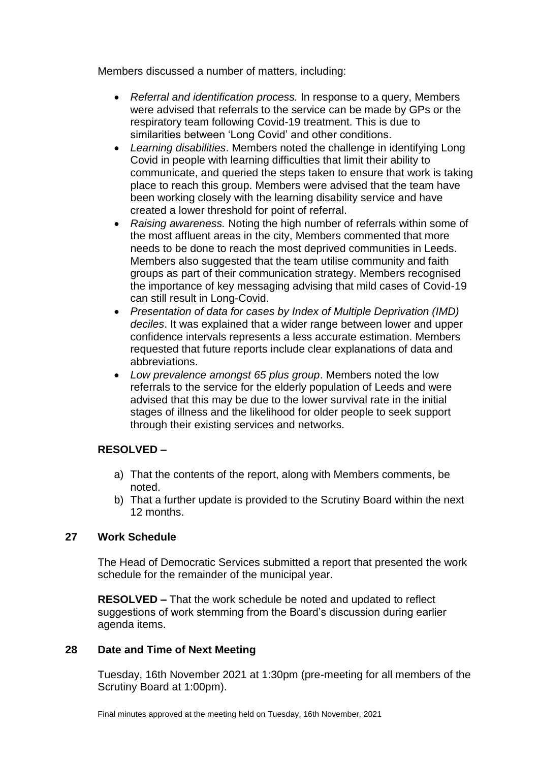Members discussed a number of matters, including:

- *Referral and identification process.* In response to a query, Members were advised that referrals to the service can be made by GPs or the respiratory team following Covid-19 treatment. This is due to similarities between 'Long Covid' and other conditions.
- *Learning disabilities*. Members noted the challenge in identifying Long Covid in people with learning difficulties that limit their ability to communicate, and queried the steps taken to ensure that work is taking place to reach this group. Members were advised that the team have been working closely with the learning disability service and have created a lower threshold for point of referral.
- *Raising awareness.* Noting the high number of referrals within some of the most affluent areas in the city, Members commented that more needs to be done to reach the most deprived communities in Leeds. Members also suggested that the team utilise community and faith groups as part of their communication strategy. Members recognised the importance of key messaging advising that mild cases of Covid-19 can still result in Long-Covid.
- *Presentation of data for cases by Index of Multiple Deprivation (IMD) deciles*. It was explained that a wider range between lower and upper confidence intervals represents a less accurate estimation. Members requested that future reports include clear explanations of data and abbreviations.
- *Low prevalence amongst 65 plus group*. Members noted the low referrals to the service for the elderly population of Leeds and were advised that this may be due to the lower survival rate in the initial stages of illness and the likelihood for older people to seek support through their existing services and networks.

**RESOLVED –**

a) That the contents of the report, along with Members comments, be noted.
b) That a further update is provided to the Scrutiny Board within the next 12 months.

## 27 Work Schedule

The Head of Democratic Services submitted a report that presented the work schedule for the remainder of the municipal year.

**RESOLVED –** That the work schedule be noted and updated to reflect suggestions of work stemming from the Board's discussion during earlier agenda items.

## 28 Date and Time of Next Meeting

Tuesday, 16th November 2021 at 1:30pm (pre-meeting for all members of the Scrutiny Board at 1:00pm).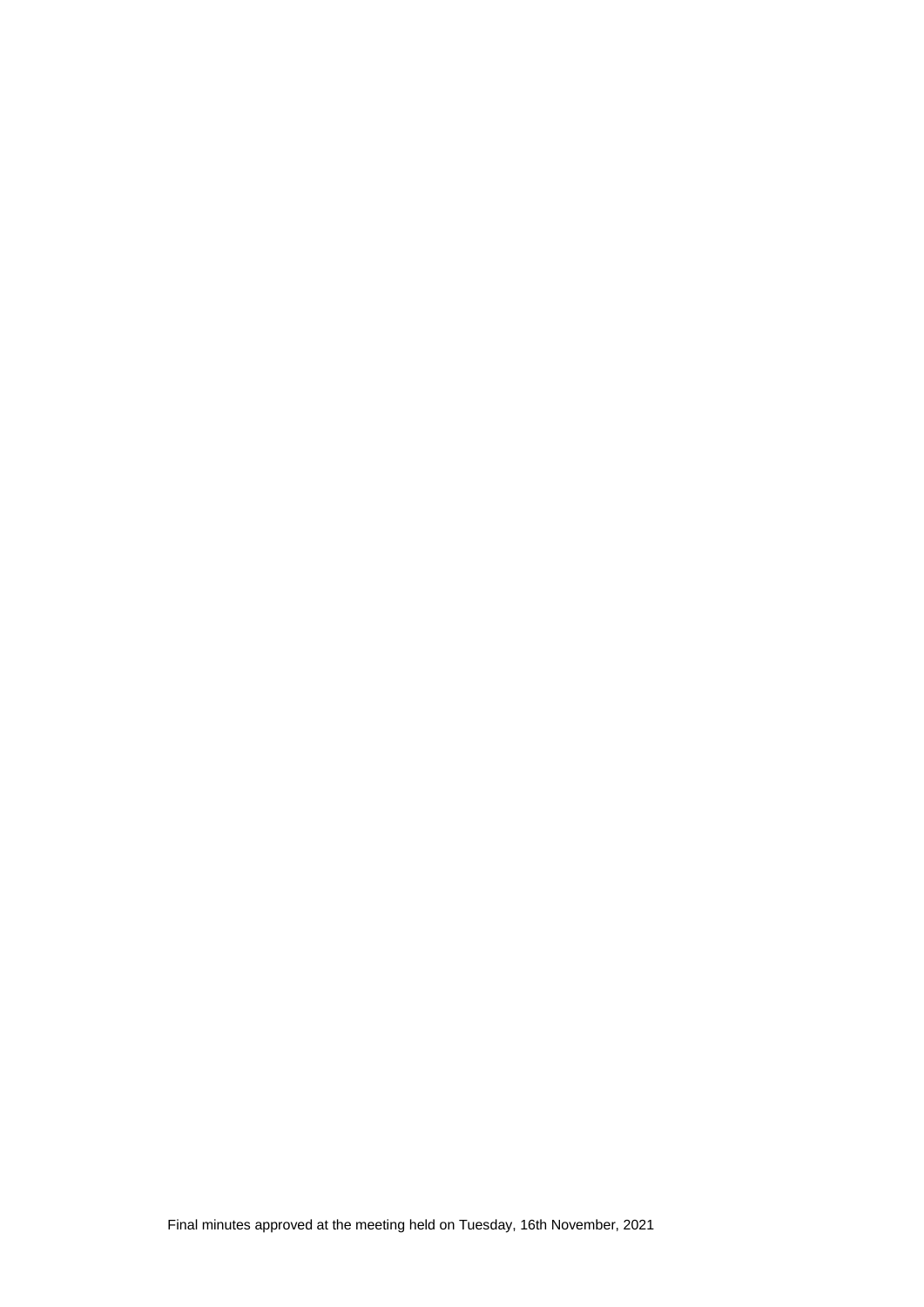Final minutes approved at the meeting held on Tuesday, 16th November, 2021